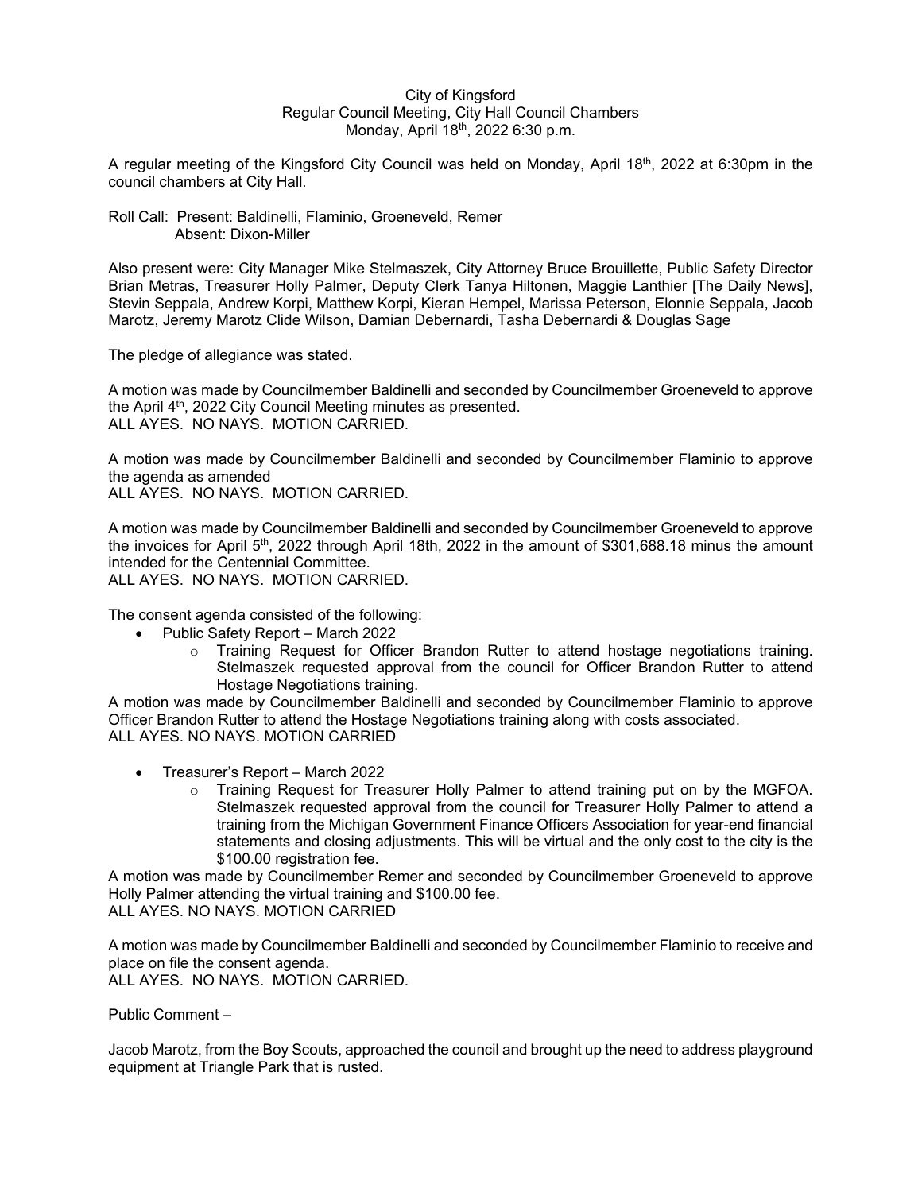City of Kingsford
Regular Council Meeting, City Hall Council Chambers
Monday, April 18th, 2022 6:30 p.m.

A regular meeting of the Kingsford City Council was held on Monday, April 18th, 2022 at 6:30pm in the council chambers at City Hall.

Roll Call: Present: Baldinelli, Flaminio, Groeneveld, Remer
Absent: Dixon-Miller

Also present were: City Manager Mike Stelmaszek, City Attorney Bruce Brouillette, Public Safety Director Brian Metras, Treasurer Holly Palmer, Deputy Clerk Tanya Hiltonen, Maggie Lanthier [The Daily News], Stevin Seppala, Andrew Korpi, Matthew Korpi, Kieran Hempel, Marissa Peterson, Elonnie Seppala, Jacob Marotz, Jeremy Marotz Clide Wilson, Damian Debernardi, Tasha Debernardi & Douglas Sage

The pledge of allegiance was stated.

A motion was made by Councilmember Baldinelli and seconded by Councilmember Groeneveld to approve the April 4th, 2022 City Council Meeting minutes as presented.
ALL AYES. NO NAYS. MOTION CARRIED.

A motion was made by Councilmember Baldinelli and seconded by Councilmember Flaminio to approve the agenda as amended
ALL AYES. NO NAYS. MOTION CARRIED.

A motion was made by Councilmember Baldinelli and seconded by Councilmember Groeneveld to approve the invoices for April 5th, 2022 through April 18th, 2022 in the amount of $301,688.18 minus the amount intended for the Centennial Committee.
ALL AYES. NO NAYS. MOTION CARRIED.

The consent agenda consisted of the following:

- Public Safety Report – March 2022
  - Training Request for Officer Brandon Rutter to attend hostage negotiations training. Stelmaszek requested approval from the council for Officer Brandon Rutter to attend Hostage Negotiations training.

A motion was made by Councilmember Baldinelli and seconded by Councilmember Flaminio to approve Officer Brandon Rutter to attend the Hostage Negotiations training along with costs associated.
ALL AYES. NO NAYS. MOTION CARRIED

- Treasurer's Report – March 2022
  - Training Request for Treasurer Holly Palmer to attend training put on by the MGFOA. Stelmaszek requested approval from the council for Treasurer Holly Palmer to attend a training from the Michigan Government Finance Officers Association for year-end financial statements and closing adjustments. This will be virtual and the only cost to the city is the $100.00 registration fee.

A motion was made by Councilmember Remer and seconded by Councilmember Groeneveld to approve Holly Palmer attending the virtual training and $100.00 fee.
ALL AYES. NO NAYS. MOTION CARRIED

A motion was made by Councilmember Baldinelli and seconded by Councilmember Flaminio to receive and place on file the consent agenda.
ALL AYES. NO NAYS. MOTION CARRIED.

Public Comment –

Jacob Marotz, from the Boy Scouts, approached the council and brought up the need to address playground equipment at Triangle Park that is rusted.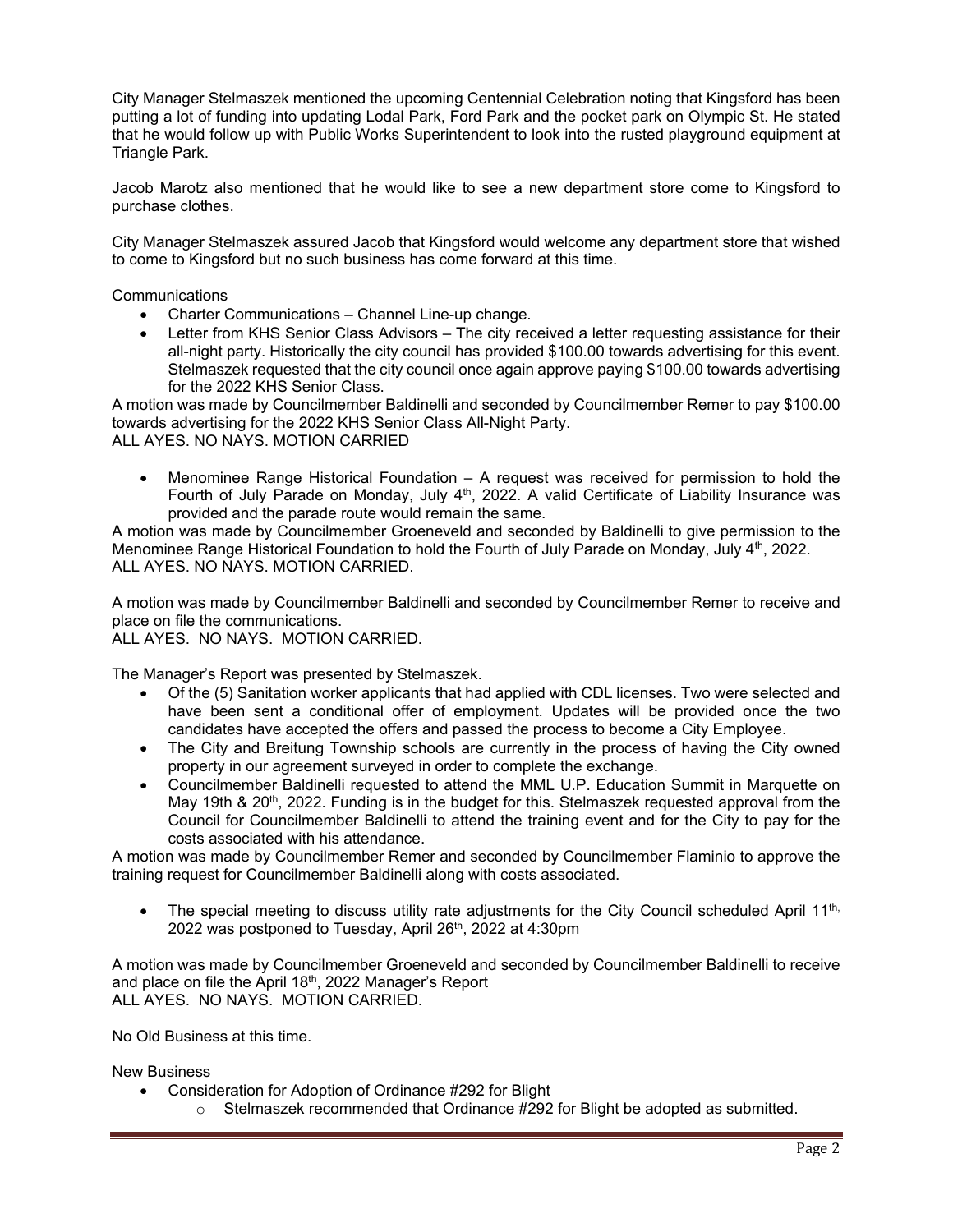City Manager Stelmaszek mentioned the upcoming Centennial Celebration noting that Kingsford has been putting a lot of funding into updating Lodal Park, Ford Park and the pocket park on Olympic St. He stated that he would follow up with Public Works Superintendent to look into the rusted playground equipment at Triangle Park.

Jacob Marotz also mentioned that he would like to see a new department store come to Kingsford to purchase clothes.

City Manager Stelmaszek assured Jacob that Kingsford would welcome any department store that wished to come to Kingsford but no such business has come forward at this time.

Communications

- Charter Communications – Channel Line-up change.
- Letter from KHS Senior Class Advisors – The city received a letter requesting assistance for their all-night party. Historically the city council has provided $100.00 towards advertising for this event. Stelmaszek requested that the city council once again approve paying $100.00 towards advertising for the 2022 KHS Senior Class.

A motion was made by Councilmember Baldinelli and seconded by Councilmember Remer to pay $100.00 towards advertising for the 2022 KHS Senior Class All-Night Party.
ALL AYES. NO NAYS. MOTION CARRIED

- Menominee Range Historical Foundation – A request was received for permission to hold the Fourth of July Parade on Monday, July 4th, 2022. A valid Certificate of Liability Insurance was provided and the parade route would remain the same.

A motion was made by Councilmember Groeneveld and seconded by Baldinelli to give permission to the Menominee Range Historical Foundation to hold the Fourth of July Parade on Monday, July 4th, 2022.
ALL AYES. NO NAYS. MOTION CARRIED.

A motion was made by Councilmember Baldinelli and seconded by Councilmember Remer to receive and place on file the communications.
ALL AYES. NO NAYS. MOTION CARRIED.

The Manager's Report was presented by Stelmaszek.

- Of the (5) Sanitation worker applicants that had applied with CDL licenses. Two were selected and have been sent a conditional offer of employment. Updates will be provided once the two candidates have accepted the offers and passed the process to become a City Employee.
- The City and Breitung Township schools are currently in the process of having the City owned property in our agreement surveyed in order to complete the exchange.
- Councilmember Baldinelli requested to attend the MML U.P. Education Summit in Marquette on May 19th & 20th, 2022. Funding is in the budget for this. Stelmaszek requested approval from the Council for Councilmember Baldinelli to attend the training event and for the City to pay for the costs associated with his attendance.

A motion was made by Councilmember Remer and seconded by Councilmember Flaminio to approve the training request for Councilmember Baldinelli along with costs associated.

- The special meeting to discuss utility rate adjustments for the City Council scheduled April 11th, 2022 was postponed to Tuesday, April 26th, 2022 at 4:30pm

A motion was made by Councilmember Groeneveld and seconded by Councilmember Baldinelli to receive and place on file the April 18th, 2022 Manager's Report
ALL AYES. NO NAYS. MOTION CARRIED.

No Old Business at this time.

New Business

- Consideration for Adoption of Ordinance #292 for Blight
  - Stelmaszek recommended that Ordinance #292 for Blight be adopted as submitted.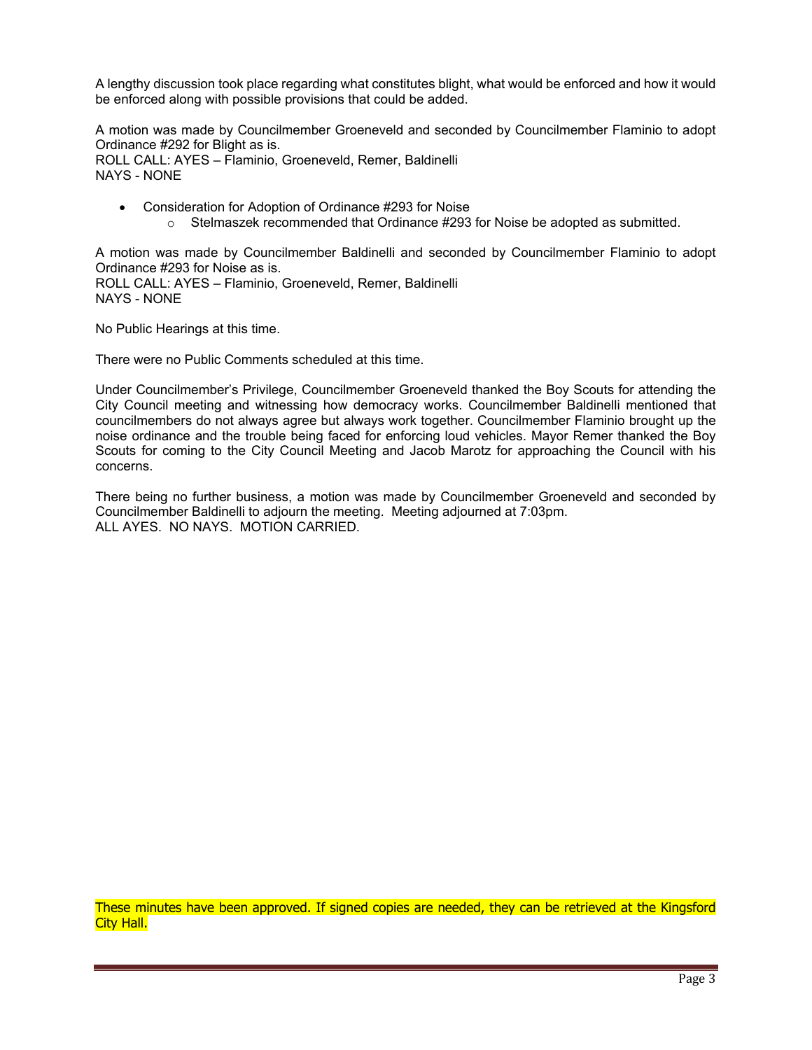A lengthy discussion took place regarding what constitutes blight, what would be enforced and how it would be enforced along with possible provisions that could be added.

A motion was made by Councilmember Groeneveld and seconded by Councilmember Flaminio to adopt Ordinance #292 for Blight as is.
ROLL CALL: AYES – Flaminio, Groeneveld, Remer, Baldinelli
NAYS - NONE

- Consideration for Adoption of Ordinance #293 for Noise
  - Stelmaszek recommended that Ordinance #293 for Noise be adopted as submitted.

A motion was made by Councilmember Baldinelli and seconded by Councilmember Flaminio to adopt Ordinance #293 for Noise as is.
ROLL CALL: AYES – Flaminio, Groeneveld, Remer, Baldinelli
NAYS - NONE

No Public Hearings at this time.

There were no Public Comments scheduled at this time.

Under Councilmember's Privilege, Councilmember Groeneveld thanked the Boy Scouts for attending the City Council meeting and witnessing how democracy works. Councilmember Baldinelli mentioned that councilmembers do not always agree but always work together. Councilmember Flaminio brought up the noise ordinance and the trouble being faced for enforcing loud vehicles. Mayor Remer thanked the Boy Scouts for coming to the City Council Meeting and Jacob Marotz for approaching the Council with his concerns.

There being no further business, a motion was made by Councilmember Groeneveld and seconded by Councilmember Baldinelli to adjourn the meeting. Meeting adjourned at 7:03pm.
ALL AYES. NO NAYS. MOTION CARRIED.

These minutes have been approved. If signed copies are needed, they can be retrieved at the Kingsford City Hall.